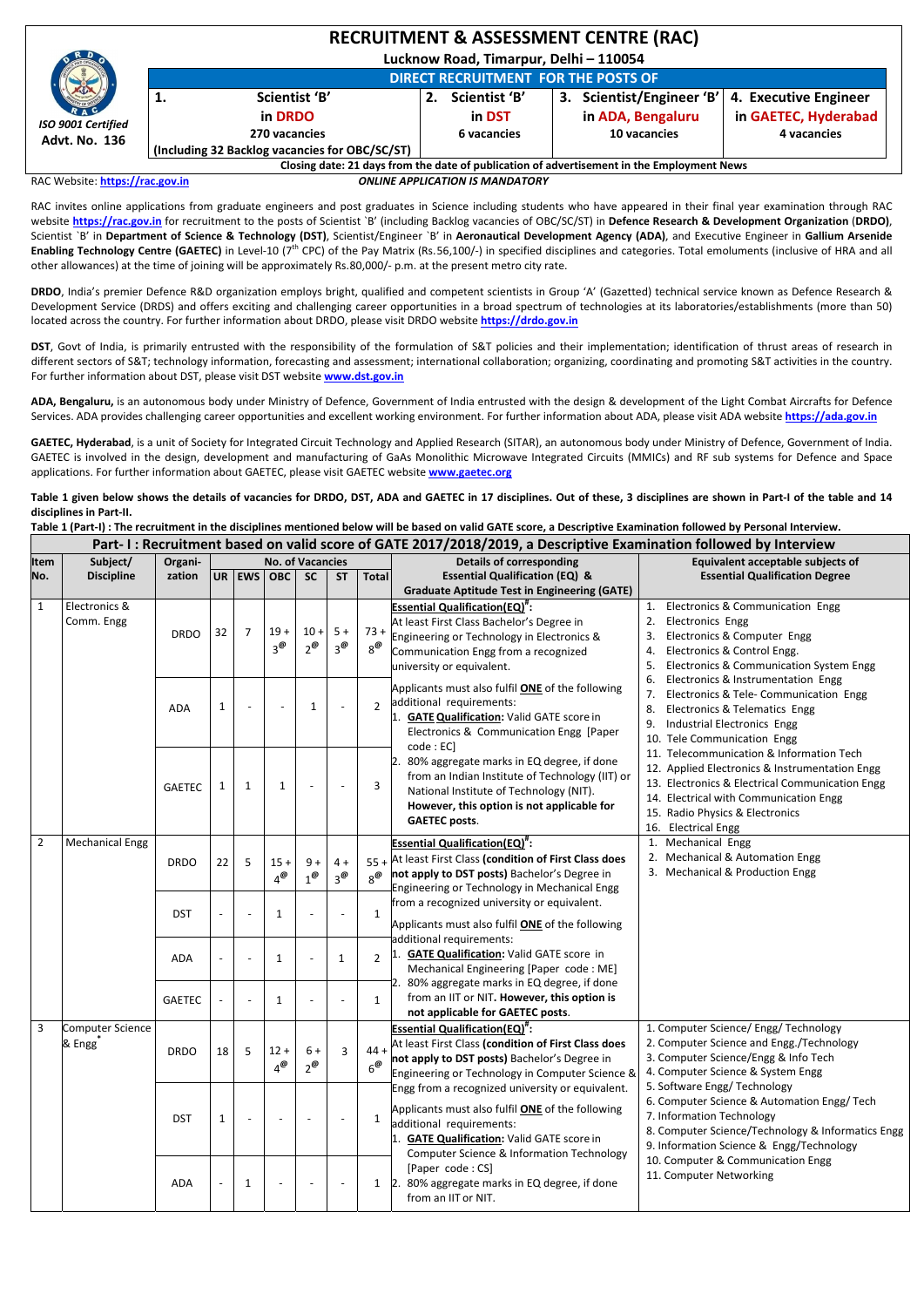# RECRUITMENT & ASSESSMENT CENTRE (RAC)

**Lucknow Road, Timarpur, Delhi – 110054**

*ISO 9001 Certified*

**Advt. No. 136**

**DIRECT RECRUITMENT FOR THE POSTS OF**

| 1. Scientist 'B' in DRDO | 2. Scientist 'B' in DST | 3. Scientist/Engineer 'B' in ADA, Bengaluru | 4. Executive Engineer in GAETEC, Hyderabad |
|---|---|---|---|
| 270 vacancies (Including 32 Backlog vacancies for OBC/SC/ST) | 6 vacancies | 10 vacancies | 4 vacancies |

**Closing date: 21 days from the date of publication of advertisement in the Employment News**

RAC Website: **https://rac.gov.in** — ***ONLINE APPLICATION IS MANDATORY***

RAC invites online applications from graduate engineers and post graduates in Science including students who have appeared in their final year examination through RAC website **https://rac.gov.in** for recruitment to the posts of Scientist `B' (including Backlog vacancies of OBC/SC/ST) in **Defence Research & Development Organization** (**DRDO**), Scientist `B' in **Department of Science & Technology (DST)**, Scientist/Engineer `B' in **Aeronautical Development Agency (ADA)**, and Executive Engineer in **Gallium Arsenide Enabling Technology Centre (GAETEC)** in Level-10 (7th CPC) of the Pay Matrix (Rs.56,100/-) in specified disciplines and categories. Total emoluments (inclusive of HRA and all other allowances) at the time of joining will be approximately Rs.80,000/- p.m. at the present metro city rate.

**DRDO**, India's premier Defence R&D organization employs bright, qualified and competent scientists in Group 'A' (Gazetted) technical service known as Defence Research & Development Service (DRDS) and offers exciting and challenging career opportunities in a broad spectrum of technologies at its laboratories/establishments (more than 50) located across the country. For further information about DRDO, please visit DRDO website **https://drdo.gov.in**

**DST**, Govt of India, is primarily entrusted with the responsibility of the formulation of S&T policies and their implementation; identification of thrust areas of research in different sectors of S&T; technology information, forecasting and assessment; international collaboration; organizing, coordinating and promoting S&T activities in the country. For further information about DST, please visit DST website **www.dst.gov.in**

**ADA, Bengaluru,** is an autonomous body under Ministry of Defence, Government of India entrusted with the design & development of the Light Combat Aircrafts for Defence Services. ADA provides challenging career opportunities and excellent working environment. For further information about ADA, please visit ADA website **https://ada.gov.in**

**GAETEC, Hyderabad**, is a unit of Society for Integrated Circuit Technology and Applied Research (SITAR), an autonomous body under Ministry of Defence, Government of India. GAETEC is involved in the design, development and manufacturing of GaAs Monolithic Microwave Integrated Circuits (MMICs) and RF sub systems for Defence and Space applications. For further information about GAETEC, please visit GAETEC website **www.gaetec.org**

**Table 1 given below shows the details of vacancies for DRDO, DST, ADA and GAETEC in 17 disciplines. Out of these, 3 disciplines are shown in Part-I of the table and 14 disciplines in Part-II.**

**Table 1 (Part-I) : The recruitment in the disciplines mentioned below will be based on valid GATE score, a Descriptive Examination followed by Personal Interview.**

**Part- I : Recruitment based on valid score of GATE 2017/2018/2019, a Descriptive Examination followed by Interview**

| Item No. | Subject/ Discipline | Organi-zation | UR | EWS | OBC | SC | ST | Total | Details of corresponding Essential Qualification (EQ) & Graduate Aptitude Test in Engineering (GATE) | Equivalent acceptable subjects of Essential Qualification Degree |
|---|---|---|---|---|---|---|---|---|---|---|
| 1 | Electronics & Comm. Engg | DRDO | 32 | 7 | 19 + 3@ | 10 + 2@ | 5 + 3@ | 73 + 8@ | **Essential Qualification(EQ)#:** At least First Class Bachelor's Degree in Engineering or Technology in Electronics & Communication Engg from a recognized university or equivalent. Applicants must also fulfil **ONE** of the following additional requirements: 1. **GATE Qualification:** Valid GATE score in Electronics & Communication Engg [Paper code : EC] 2. 80% aggregate marks in EQ degree, if done from an Indian Institute of Technology (IIT) or National Institute of Technology (NIT). **However, this option is not applicable for GAETEC posts.** | 1. Electronics & Communication Engg 2. Electronics Engg 3. Electronics & Computer Engg 4. Electronics & Control Engg. 5. Electronics & Communication System Engg 6. Electronics & Instrumentation Engg 7. Electronics & Tele- Communication Engg 8. Electronics & Telematics Engg 9. Industrial Electronics Engg 10. Tele Communication Engg 11. Telecommunication & Information Tech 12. Applied Electronics & Instrumentation Engg 13. Electronics & Electrical Communication Engg 14. Electrical with Communication Engg 15. Radio Physics & Electronics 16. Electrical Engg |
| | | ADA | 1 | - | - | 1 | - | 2 | | |
| | | GAETEC | 1 | 1 | 1 | - | - | 3 | | |
| 2 | Mechanical Engg | DRDO | 22 | 5 | 15 + 4@ | 9 + 1@ | 4 + 3@ | 55 + 8@ | **Essential Qualification(EQ)#:** At least First Class **(condition of First Class does not apply to DST posts)** Bachelor's Degree in Engineering or Technology in Mechanical Engg from a recognized university or equivalent. Applicants must also fulfil **ONE** of the following additional requirements: 1. **GATE Qualification:** Valid GATE score in Mechanical Engineering [Paper code : ME] 2. 80% aggregate marks in EQ degree, if done from an IIT or NIT. **However, this option is not applicable for GAETEC posts**. | 1. Mechanical Engg 2. Mechanical & Automation Engg 3. Mechanical & Production Engg |
| | | DST | - | - | 1 | - | - | 1 | | |
| | | ADA | - | - | 1 | - | 1 | 2 | | |
| | | GAETEC | - | - | 1 | - | - | 1 | | |
| 3 | Computer Science & Engg* | DRDO | 18 | 5 | 12 + 4@ | 6 + 2@ | 3 | 44 + 6@ | **Essential Qualification(EQ)#:** At least First Class **(condition of First Class does not apply to DST posts)** Bachelor's Degree in Engineering or Technology in Computer Science & Engg from a recognized university or equivalent. Applicants must also fulfil **ONE** of the following additional requirements: 1. **GATE Qualification:** Valid GATE score in Computer Science & Information Technology [Paper code : CS] 2. 80% aggregate marks in EQ degree, if done from an IIT or NIT. | 1. Computer Science/ Engg/ Technology 2. Computer Science and Engg./Technology 3. Computer Science/Engg & Info Tech 4. Computer Science & System Engg 5. Software Engg/ Technology 6. Computer Science & Automation Engg/ Tech 7. Information Technology 8. Computer Science/Technology & Informatics Engg 9. Information Science & Engg/Technology 10. Computer & Communication Engg 11. Computer Networking |
| | | DST | 1 | - | - | - | - | 1 | | |
| | | ADA | - | 1 | - | - | - | 1 | | |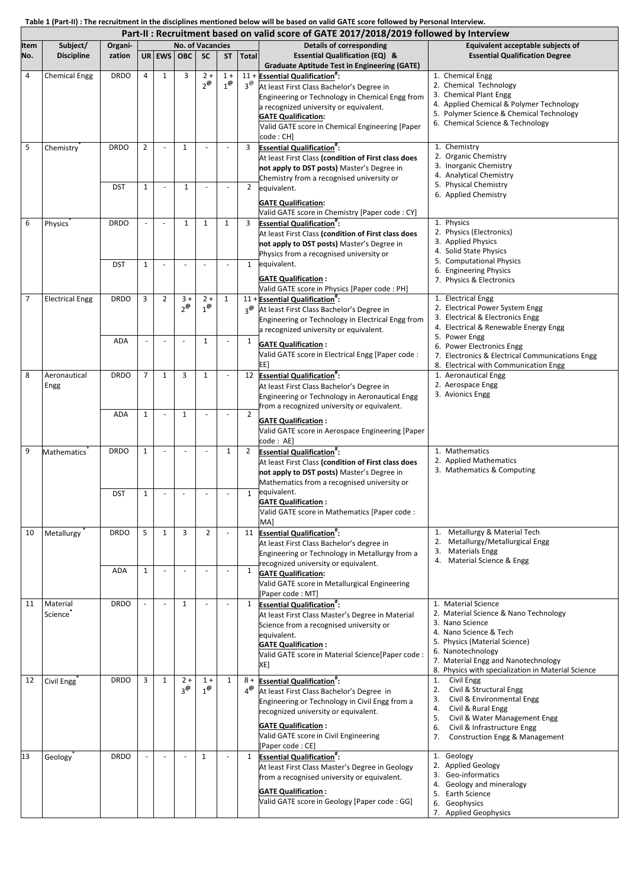**Table 1 (Part-II) : The recruitment in the disciplines mentioned below will be based on valid GATE score followed by Personal Interview.**

| Part-II : Recruitment based on valid score of GATE 2017/2018/2019 followed by Interview | | | | | | | | | | |
|---|---|---|---|---|---|---|---|---|---|---|
| Item No. | Subject/ Discipline | Organi-zation | No. of Vacancies | | | | | | Details of corresponding Essential Qualification (EQ) & Graduate Aptitude Test in Engineering (GATE) | Equivalent acceptable subjects of Essential Qualification Degree |
| | | | UR | EWS | OBC | SC | ST | Total | | |
| 4 | Chemical Engg | DRDO | 4 | 1 | 3 | 2 + 2@ | 1 + 1@ | 11 + 3@ | **Essential Qualification#:** At least First Class Bachelor's Degree in Engineering or Technology in Chemical Engg from a recognized university or equivalent. **GATE Qualification:** Valid GATE score in Chemical Engineering [Paper code : CH] | 1. Chemical Engg 2. Chemical Technology 3. Chemical Plant Engg 4. Applied Chemical & Polymer Technology 5. Polymer Science & Chemical Technology 6. Chemical Science & Technology |
| 5 | Chemistry* | DRDO | 2 | - | 1 | - | - | 3 | **Essential Qualification#:** At least First Class **(condition of First class does not apply to DST posts)** Master's Degree in Chemistry from a recognised university or equivalent. **GATE Qualification:** Valid GATE score in Chemistry [Paper code : CY] | 1. Chemistry 2. Organic Chemistry 3. Inorganic Chemistry 4. Analytical Chemistry 5. Physical Chemistry 6. Applied Chemistry |
| | | DST | 1 | - | 1 | - | - | 2 | | |
| 6 | Physics* | DRDO | - | - | 1 | 1 | 1 | 3 | **Essential Qualification#:** At least First Class **(condition of First class does not apply to DST posts)** Master's Degree in Physics from a recognised university or equivalent. **GATE Qualification :** Valid GATE score in Physics [Paper code : PH] | 1. Physics 2. Physics (Electronics) 3. Applied Physics 4. Solid State Physics 5. Computational Physics 6. Engineering Physics 7. Physics & Electronics |
| | | DST | 1 | - | - | - | - | 1 | | |
| 7 | Electrical Engg | DRDO | 3 | 2 | 3 + 2@ | 2 + 1@ | 1 | 11 + 3@ | **Essential Qualification#:** At least First Class Bachelor's Degree in Engineering or Technology in Electrical Engg from a recognized university or equivalent. **GATE Qualification :** Valid GATE score in Electrical Engg [Paper code : EE] | 1. Electrical Engg 2. Electrical Power System Engg 3. Electrical & Electronics Engg 4. Electrical & Renewable Energy Engg 5. Power Engg 6. Power Electronics Engg 7. Electronics & Electrical Communications Engg 8. Electrical with Communication Engg |
| | | ADA | - | - | - | 1 | - | 1 | | |
| 8 | Aeronautical Engg | DRDO | 7 | 1 | 3 | 1 | - | 12 | **Essential Qualification#:** At least First Class Bachelor's Degree in Engineering or Technology in Aeronautical Engg from a recognized university or equivalent. **GATE Qualification :** Valid GATE score in Aerospace Engineering [Paper code : AE] | 1. Aeronautical Engg 2. Aerospace Engg 3. Avionics Engg |
| | | ADA | 1 | - | 1 | - | - | 2 | | |
| 9 | Mathematics* | DRDO | 1 | - | - | - | 1 | 2 | **Essential Qualification#:** At least First Class **(condition of First class does not apply to DST posts)** Master's Degree in Mathematics from a recognised university or equivalent. **GATE Qualification :** Valid GATE score in Mathematics [Paper code : MA] | 1. Mathematics 2. Applied Mathematics 3. Mathematics & Computing |
| | | DST | 1 | - | - | - | - | 1 | | |
| 10 | Metallurgy* | DRDO | 5 | 1 | 3 | 2 | - | 11 | **Essential Qualification#:** At least First Class Bachelor's degree in Engineering or Technology in Metallurgy from a recognized university or equivalent. **GATE Qualification:** Valid GATE score in Metallurgical Engineering [Paper code : MT] | 1. Metallurgy & Material Tech 2. Metallurgy/Metallurgical Engg 3. Materials Engg 4. Material Science & Engg |
| | | ADA | 1 | - | - | - | - | 1 | | |
| 11 | Material Science* | DRDO | - | - | 1 | - | - | 1 | **Essential Qualification#:** At least First Class Master's Degree in Material Science from a recognised university or equivalent. **GATE Qualification :** Valid GATE score in Material Science[Paper code : XE] | 1. Material Science 2. Material Science & Nano Technology 3. Nano Science 4. Nano Science & Tech 5. Physics (Material Science) 6. Nanotechnology 7. Material Engg and Nanotechnology 8. Physics with specialization in Material Science |
| 12 | Civil Engg* | DRDO | 3 | 1 | 2 + 3@ | 1 + 1@ | 1 | 8 + 4@ | **Essential Qualification#:** At least First Class Bachelor's Degree in Engineering or Technology in Civil Engg from a recognized university or equivalent. **GATE Qualification :** Valid GATE score in Civil Engineering [Paper code : CE] | 1. Civil Engg 2. Civil & Structural Engg 3. Civil & Environmental Engg 4. Civil & Rural Engg 5. Civil & Water Management Engg 6. Civil & Infrastructure Engg 7. Construction Engg & Management |
| 13 | Geology* | DRDO | - | - | - | 1 | - | 1 | **Essential Qualification#:** At least First Class Master's Degree in Geology from a recognised university or equivalent. **GATE Qualification :** Valid GATE score in Geology [Paper code : GG] | 1. Geology 2. Applied Geology 3. Geo-informatics 4. Geology and mineralogy 5. Earth Science 6. Geophysics 7. Applied Geophysics |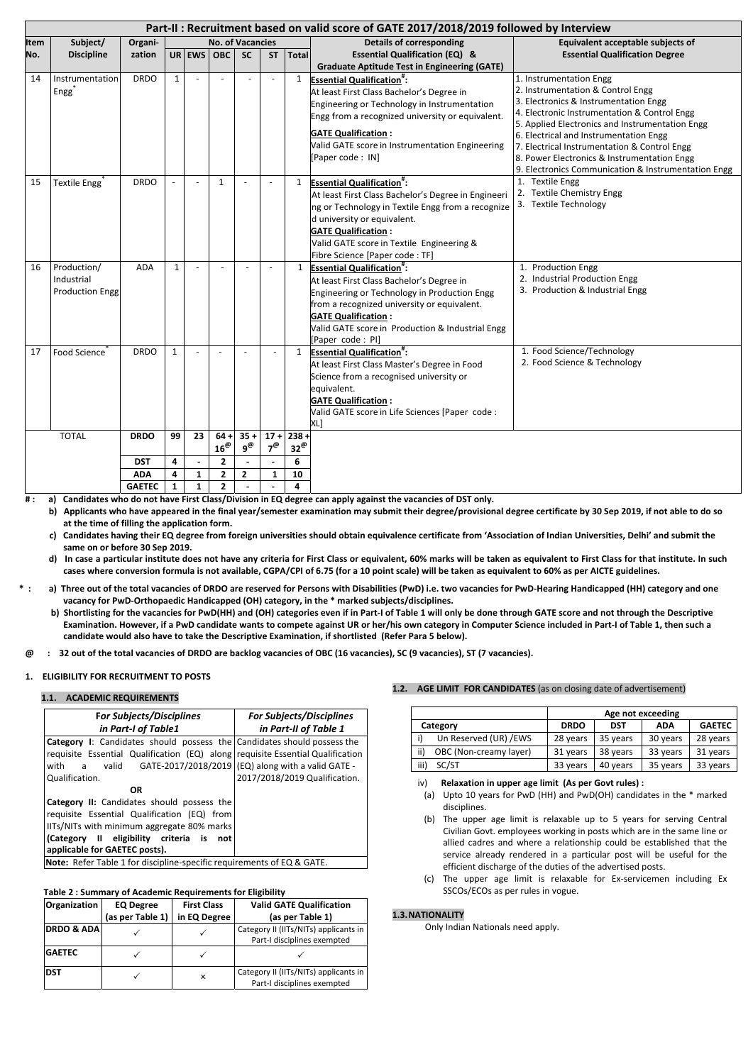## Part-II : Recruitment based on valid score of GATE 2017/2018/2019 followed by Interview

| Item No. | Subject/ Discipline | Organi-zation | No. of Vacancies | | | | | | Details of corresponding Essential Qualification (EQ) & Graduate Aptitude Test in Engineering (GATE) | Equivalent acceptable subjects of Essential Qualification Degree |
|---|---|---|---|---|---|---|---|---|---|---|
| | | | UR | EWS | OBC | SC | ST | Total | | |
| 14 | Instrumentation Engg* | DRDO | 1 | - | - | - | - | 1 | **Essential Qualification#:** At least First Class Bachelor's Degree in Engineering or Technology in Instrumentation Engg from a recognized university or equivalent. **GATE Qualification :** Valid GATE score in Instrumentation Engineering [Paper code : IN] | 1. Instrumentation Engg 2. Instrumentation & Control Engg 3. Electronics & Instrumentation Engg 4. Electronic Instrumentation & Control Engg 5. Applied Electronics and Instrumentation Engg 6. Electrical and Instrumentation Engg 7. Electrical Instrumentation & Control Engg 8. Power Electronics & Instrumentation Engg 9. Electronics Communication & Instrumentation Engg |
| 15 | Textile Engg* | DRDO | - | - | 1 | - | - | 1 | **Essential Qualification#:** At least First Class Bachelor's Degree in Engineering or Technology in Textile Engg from a recognized university or equivalent. **GATE Qualification :** Valid GATE score in Textile Engineering & Fibre Science [Paper code : TF] | 1. Textile Engg 2. Textile Chemistry Engg 3. Textile Technology |
| 16 | Production/ Industrial Production Engg | ADA | 1 | - | - | - | - | 1 | **Essential Qualification#:** At least First Class Bachelor's Degree in Engineering or Technology in Production Engg from a recognized university or equivalent. **GATE Qualification :** Valid GATE score in Production & Industrial Engg [Paper code : PI] | 1. Production Engg 2. Industrial Production Engg 3. Production & Industrial Engg |
| 17 | Food Science* | DRDO | 1 | - | - | - | - | 1 | **Essential Qualification#:** At least First Class Master's Degree in Food Science from a recognised university or equivalent. **GATE Qualification :** Valid GATE score in Life Sciences [Paper code : XL] | 1. Food Science/Technology 2. Food Science & Technology |
| | TOTAL | DRDO | 99 | 23 | 64 + 16@ | 35 + 9@ | 17 + 7@ | 238 + 32@ | | |
| | | DST | 4 | - | 2 | - | - | 6 | | |
| | | ADA | 4 | 1 | 2 | 2 | 1 | 10 | | |
| | | GAETEC | 1 | 1 | 2 | - | - | 4 | | |

**# :** **a) Candidates who do not have First Class/Division in EQ degree can apply against the vacancies of DST only.**

**b) Applicants who have appeared in the final year/semester examination may submit their degree/provisional degree certificate by 30 Sep 2019, if not able to do so at the time of filling the application form.**

**c) Candidates having their EQ degree from foreign universities should obtain equivalence certificate from 'Association of Indian Universities, Delhi' and submit the same on or before 30 Sep 2019.**

**d) In case a particular institute does not have any criteria for First Class or equivalent, 60% marks will be taken as equivalent to First Class for that institute. In such cases where conversion formula is not available, CGPA/CPI of 6.75 (for a 10 point scale) will be taken as equivalent to 60% as per AICTE guidelines.**

**\* :** **a) Three out of the total vacancies of DRDO are reserved for Persons with Disabilities (PwD) i.e. two vacancies for PwD-Hearing Handicapped (HH) category and one vacancy for PwD-Orthopaedic Handicapped (OH) category, in the * marked subjects/disciplines.**

**b) Shortlisting for the vacancies for PwD(HH) and (OH) categories even if in Part-I of Table 1 will only be done through GATE score and not through the Descriptive Examination. However, if a PwD candidate wants to compete against UR or her/his own category in Computer Science included in Part-I of Table 1, then such a candidate would also have to take the Descriptive Examination, if shortlisted (Refer Para 5 below).**

**@ : 32 out of the total vacancies of DRDO are backlog vacancies of OBC (16 vacancies), SC (9 vacancies), ST (7 vacancies).**

### 1. ELIGIBILITY FOR RECRUITMENT TO POSTS

#### 1.1. ACADEMIC REQUIREMENTS

| *For Subjects/Disciplines in Part-I of Table1* | *For Subjects/Disciplines in Part-II of Table 1* |
|---|---|
| **Category I**: Candidates should possess the requisite Essential Qualification (EQ) along with a valid GATE-2017/2018/2019 Qualification. **OR** **Category II:** Candidates should possess the requisite Essential Qualification (EQ) from IITs/NITs with minimum aggregate 80% marks **(Category II eligibility criteria is not applicable for GAETEC posts).** | Candidates should possess the requisite Essential Qualification (EQ) along with a valid GATE - 2017/2018/2019 Qualification. |
| **Note:** Refer Table 1 for discipline-specific requirements of EQ & GATE. | |

**Table 2 : Summary of Academic Requirements for Eligibility**

| Organization | EQ Degree (as per Table 1) | First Class in EQ Degree | Valid GATE Qualification (as per Table 1) |
|---|---|---|---|
| DRDO & ADA | ✓ | ✓ | Category II (IITs/NITs) applicants in Part-I disciplines exempted |
| GAETEC | ✓ | ✓ | ✓ |
| DST | ✓ | × | Category II (IITs/NITs) applicants in Part-I disciplines exempted |

#### 1.2. AGE LIMIT FOR CANDIDATES (as on closing date of advertisement)

| Category | Age not exceeding | | | |
|---|---|---|---|---|
| | DRDO | DST | ADA | GAETEC |
| i) Un Reserved (UR) /EWS | 28 years | 35 years | 30 years | 28 years |
| ii) OBC (Non-creamy layer) | 31 years | 38 years | 33 years | 31 years |
| iii) SC/ST | 33 years | 40 years | 35 years | 33 years |

iv) **Relaxation in upper age limit (As per Govt rules) :**

(a) Upto 10 years for PwD (HH) and PwD(OH) candidates in the * marked disciplines.

(b) The upper age limit is relaxable up to 5 years for serving Central Civilian Govt. employees working in posts which are in the same line or allied cadres and where a relationship could be established that the service already rendered in a particular post will be useful for the efficient discharge of the duties of the advertised posts.

(c) The upper age limit is relaxable for Ex-servicemen including Ex SSCOs/ECOs as per rules in vogue.

#### 1.3. NATIONALITY

Only Indian Nationals need apply.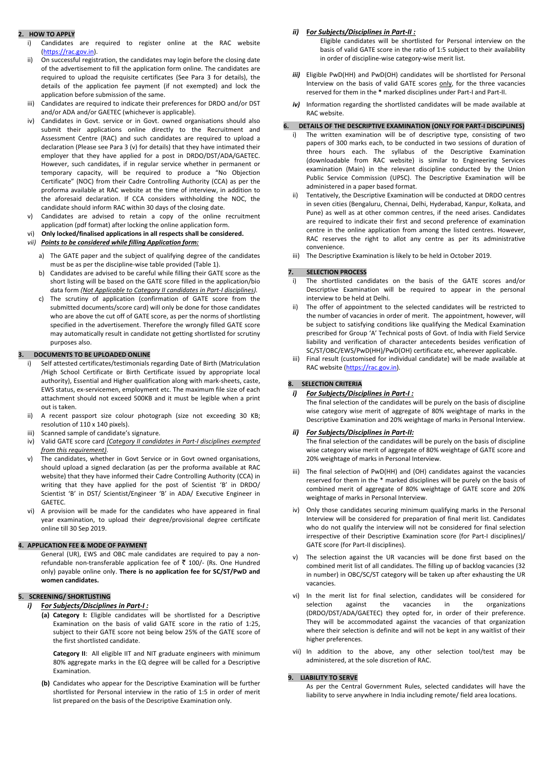## 2. HOW TO APPLY

i) Candidates are required to register online at the RAC website (https://rac.gov.in).

ii) On successful registration, the candidates may login before the closing date of the advertisement to fill the application form online. The candidates are required to upload the requisite certificates (See Para 3 for details), the details of the application fee payment (if not exempted) and lock the application before submission of the same.

iii) Candidates are required to indicate their preferences for DRDO and/or DST and/or ADA and/or GAETEC (whichever is applicable).

iv) Candidates in Govt. service or in Govt. owned organisations should also submit their applications online directly to the Recruitment and Assessment Centre (RAC) and such candidates are required to upload a declaration (Please see Para 3 (v) for details) that they have intimated their employer that they have applied for a post in DRDO/DST/ADA/GAETEC. However, such candidates, if in regular service whether in permanent or temporary capacity, will be required to produce a "No Objection Certificate" (NOC) from their Cadre Controlling Authority (CCA) as per the proforma available at RAC website at the time of interview, in addition to the aforesaid declaration. If CCA considers withholding the NOC, the candidate should inform RAC within 30 days of the closing date.

v) Candidates are advised to retain a copy of the online recruitment application (pdf format) after locking the online application form.

vi) **Only locked/finalised applications in all respects shall be considered.**

vii) ***Points to be considered while filling Application form:***

a) The GATE paper and the subject of qualifying degree of the candidates must be as per the discipline-wise table provided (Table 1).

b) Candidates are advised to be careful while filling their GATE score as the short listing will be based on the GATE score filled in the application/bio data form *(Not Applicable to Category II candidates in Part-I disciplines)*.

c) The scrutiny of application (confirmation of GATE score from the submitted documents/score card) will only be done for those candidates who are above the cut off of GATE score, as per the norms of shortlisting specified in the advertisement. Therefore the wrongly filled GATE score may automatically result in candidate not getting shortlisted for scrutiny purposes also.

## 3. DOCUMENTS TO BE UPLOADED ONLINE

i) Self attested certificates/testimonials regarding Date of Birth (Matriculation /High School Certificate or Birth Certificate issued by appropriate local authority), Essential and Higher qualification along with mark-sheets, caste, EWS status, ex-servicemen, employment etc. The maximum file size of each attachment should not exceed 500KB and it must be legible when a print out is taken.

ii) A recent passport size colour photograph (size not exceeding 30 KB; resolution of 110 x 140 pixels).

iii) Scanned sample of candidate's signature.

iv) Valid GATE score card *(Category II candidates in Part-I disciplines exempted from this requirement)*.

v) The candidates, whether in Govt Service or in Govt owned organisations, should upload a signed declaration (as per the proforma available at RAC website) that they have informed their Cadre Controlling Authority (CCA) in writing that they have applied for the post of Scientist 'B' in DRDO/ Scientist 'B' in DST/ Scientist/Engineer 'B' in ADA/ Executive Engineer in GAETEC.

vi) A provision will be made for the candidates who have appeared in final year examination, to upload their degree/provisional degree certificate online till 30 Sep 2019.

## 4. APPLICATION FEE & MODE OF PAYMENT

General (UR), EWS and OBC male candidates are required to pay a non-refundable non-transferable application fee of ₹ 100/- (Rs. One Hundred only) payable online only. **There is no application fee for SC/ST/PwD and women candidates.**

## 5. SCREENING/ SHORTLISTING

### i) For Subjects/Disciplines in Part-I :

**(a) Category I:** Eligible candidates will be shortlisted for a Descriptive Examination on the basis of valid GATE score in the ratio of 1:25, subject to their GATE score not being below 25% of the GATE score of the first shortlisted candidate.

**Category II**: All eligible IIT and NIT graduate engineers with minimum 80% aggregate marks in the EQ degree will be called for a Descriptive Examination.

**(b)** Candidates who appear for the Descriptive Examination will be further shortlisted for Personal interview in the ratio of 1:5 in order of merit list prepared on the basis of the Descriptive Examination only.

### ii) For Subjects/Disciplines in Part-II :

Eligible candidates will be shortlisted for Personal interview on the basis of valid GATE score in the ratio of 1:5 subject to their availability in order of discipline-wise category-wise merit list.

***iii)*** Eligible PwD(HH) and PwD(OH) candidates will be shortlisted for Personal Interview on the basis of valid GATE scores only, for the three vacancies reserved for them in the **\*** marked disciplines under Part-I and Part-II.

***iv)*** Information regarding the shortlisted candidates will be made available at RAC website.

## 6. DETAILS OF THE DESCRIPTIVE EXAMINATION (ONLY FOR PART-I DISCIPLINES)

i) The written examination will be of descriptive type, consisting of two papers of 300 marks each, to be conducted in two sessions of duration of three hours each. The syllabus of the Descriptive Examination (downloadable from RAC website) is similar to Engineering Services examination (Main) in the relevant discipline conducted by the Union Public Service Commission (UPSC). The Descriptive Examination will be administered in a paper based format.

ii) Tentatively, the Descriptive Examination will be conducted at DRDO centres in seven cities (Bengaluru, Chennai, Delhi, Hyderabad, Kanpur, Kolkata, and Pune) as well as at other common centres, if the need arises. Candidates are required to indicate their first and second preference of examination centre in the online application from among the listed centres. However, RAC reserves the right to allot any centre as per its administrative convenience.

iii) The Descriptive Examination is likely to be held in October 2019.

## 7. SELECTION PROCESS

i) The shortlisted candidates on the basis of the GATE scores and/or Descriptive Examination will be required to appear in the personal interview to be held at Delhi.

ii) The offer of appointment to the selected candidates will be restricted to the number of vacancies in order of merit. The appointment, however, will be subject to satisfying conditions like qualifying the Medical Examination prescribed for Group 'A' Technical posts of Govt. of India with Field Service liability and verification of character antecedents besides verification of SC/ST/OBC/EWS/PwD(HH)/PwD(OH) certificate etc, wherever applicable.

iii) Final result (customised for individual candidate) will be made available at RAC website (https://rac.gov.in).

## 8. SELECTION CRITERIA

### i) For Subjects/Disciplines in Part-I :

The final selection of the candidates will be purely on the basis of discipline wise category wise merit of aggregate of 80% weightage of marks in the Descriptive Examination and 20% weightage of marks in Personal Interview.

### ii) For Subjects/Disciplines in Part-II:

The final selection of the candidates will be purely on the basis of discipline wise category wise merit of aggregate of 80% weightage of GATE score and 20% weightage of marks in Personal Interview.

iii) The final selection of PwD(HH) and (OH) candidates against the vacancies reserved for them in the \* marked disciplines will be purely on the basis of combined merit of aggregate of 80% weightage of GATE score and 20% weightage of marks in Personal Interview.

iv) Only those candidates securing minimum qualifying marks in the Personal Interview will be considered for preparation of final merit list. Candidates who do not qualify the interview will not be considered for final selection irrespective of their Descriptive Examination score (for Part-I disciplines)/ GATE score (for Part-II disciplines).

v) The selection against the UR vacancies will be done first based on the combined merit list of all candidates. The filling up of backlog vacancies (32 in number) in OBC/SC/ST category will be taken up after exhausting the UR vacancies.

vi) In the merit list for final selection, candidates will be considered for selection against the vacancies in the organizations (DRDO/DST/ADA/GAETEC) they opted for, in order of their preference. They will be accommodated against the vacancies of that organization where their selection is definite and will not be kept in any waitlist of their higher preferences.

vii) In addition to the above, any other selection tool/test may be administered, at the sole discretion of RAC.

## 9. LIABILITY TO SERVE

As per the Central Government Rules, selected candidates will have the liability to serve anywhere in India including remote/ field area locations.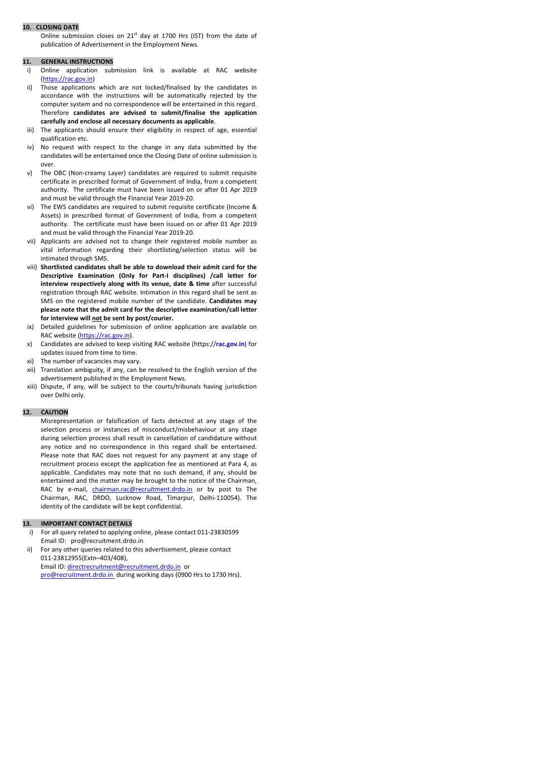## 10. CLOSING DATE

Online submission closes on 21st day at 1700 Hrs (IST) from the date of publication of Advertisement in the Employment News.

## 11. GENERAL INSTRUCTIONS

i) Online application submission link is available at RAC website (https://rac.gov.in)

ii) Those applications which are not locked/finalised by the candidates in accordance with the instructions will be automatically rejected by the computer system and no correspondence will be entertained in this regard. Therefore **candidates are advised to submit/finalise the application carefully and enclose all necessary documents as applicable**.

iii) The applicants should ensure their eligibility in respect of age, essential qualification etc.

iv) No request with respect to the change in any data submitted by the candidates will be entertained once the Closing Date of online submission is over.

v) The OBC (Non-creamy Layer) candidates are required to submit requisite certificate in prescribed format of Government of India, from a competent authority. The certificate must have been issued on or after 01 Apr 2019 and must be valid through the Financial Year 2019-20.

vi) The EWS candidates are required to submit requisite certificate (Income & Assets) in prescribed format of Government of India, from a competent authority. The certificate must have been issued on or after 01 Apr 2019 and must be valid through the Financial Year 2019-20.

vii) Applicants are advised not to change their registered mobile number as vital information regarding their shortlisting/selection status will be intimated through SMS.

viii) **Shortlisted candidates shall be able to download their admit card for the Descriptive Examination (Only for Part-I disciplines) /call letter for interview respectively along with its venue, date & time** after successful registration through RAC website. Intimation in this regard shall be sent as SMS on the registered mobile number of the candidate. **Candidates may please note that the admit card for the descriptive examination/call letter for interview will not be sent by post/courier.**

ix) Detailed guidelines for submission of online application are available on RAC website (https://rac.gov.in).

x) Candidates are advised to keep visiting RAC website (https://**rac.gov.in**) for updates issued from time to time.

xi) The number of vacancies may vary.

xii) Translation ambiguity, if any, can be resolved to the English version of the advertisement published in the Employment News.

xiii) Dispute, if any, will be subject to the courts/tribunals having jurisdiction over Delhi only.

## 12. CAUTION

Misrepresentation or falsification of facts detected at any stage of the selection process or instances of misconduct/misbehaviour at any stage during selection process shall result in cancellation of candidature without any notice and no correspondence in this regard shall be entertained. Please note that RAC does not request for any payment at any stage of recruitment process except the application fee as mentioned at Para 4, as applicable. Candidates may note that no such demand, if any, should be entertained and the matter may be brought to the notice of the Chairman, RAC by e-mail, chairman.rac@recruitment.drdo.in or by post to The Chairman, RAC, DRDO, Lucknow Road, Timarpur, Delhi-110054). The identity of the candidate will be kept confidential.

## 13. IMPORTANT CONTACT DETAILS

i) For all query related to applying online, please contact 011-23830599
Email ID: pro@recruitment.drdo.in

ii) For any other queries related to this advertisement, please contact 011-23812955(Extn–403/408),
Email ID: directrecruitment@recruitment.drdo.in or pro@recruitment.drdo.in during working days (0900 Hrs to 1730 Hrs).